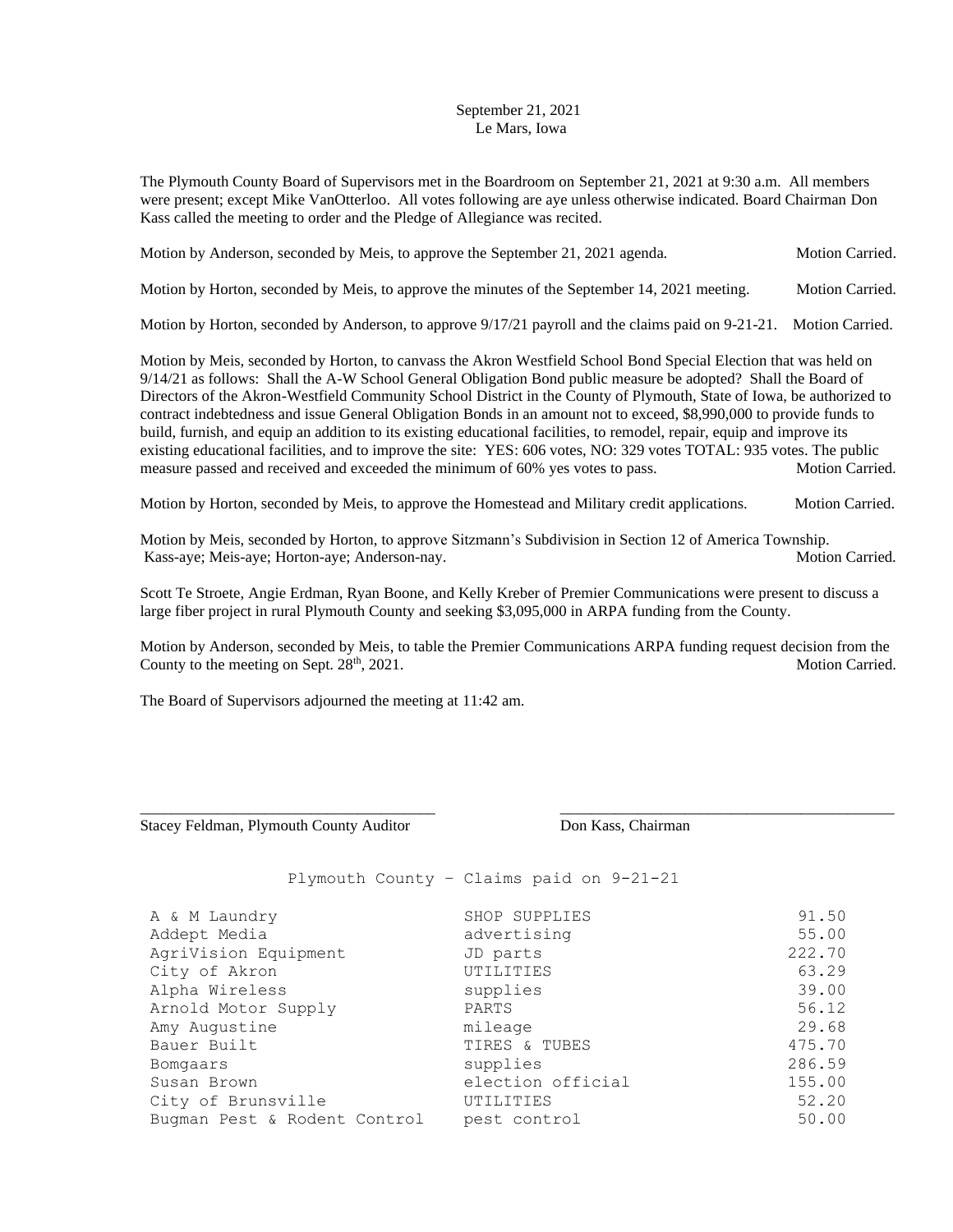September 21, 2021
Le Mars, Iowa

The Plymouth County Board of Supervisors met in the Boardroom on September 21, 2021 at 9:30 a.m. All members were present; except Mike VanOtterloo. All votes following are aye unless otherwise indicated. Board Chairman Don Kass called the meeting to order and the Pledge of Allegiance was recited.

Motion by Anderson, seconded by Meis, to approve the September 21, 2021 agenda. Motion Carried.

Motion by Horton, seconded by Meis, to approve the minutes of the September 14, 2021 meeting. Motion Carried.

Motion by Horton, seconded by Anderson, to approve 9/17/21 payroll and the claims paid on 9-21-21. Motion Carried.

Motion by Meis, seconded by Horton, to canvass the Akron Westfield School Bond Special Election that was held on 9/14/21 as follows: Shall the A-W School General Obligation Bond public measure be adopted? Shall the Board of Directors of the Akron-Westfield Community School District in the County of Plymouth, State of Iowa, be authorized to contract indebtedness and issue General Obligation Bonds in an amount not to exceed, $8,990,000 to provide funds to build, furnish, and equip an addition to its existing educational facilities, to remodel, repair, equip and improve its existing educational facilities, and to improve the site: YES: 606 votes, NO: 329 votes TOTAL: 935 votes. The public measure passed and received and exceeded the minimum of 60% yes votes to pass. Motion Carried.

Motion by Horton, seconded by Meis, to approve the Homestead and Military credit applications. Motion Carried.

Motion by Meis, seconded by Horton, to approve Sitzmann's Subdivision in Section 12 of America Township. Kass-aye; Meis-aye; Horton-aye; Anderson-nay. Motion Carried.

Scott Te Stroete, Angie Erdman, Ryan Boone, and Kelly Kreber of Premier Communications were present to discuss a large fiber project in rural Plymouth County and seeking $3,095,000 in ARPA funding from the County.

Motion by Anderson, seconded by Meis, to table the Premier Communications ARPA funding request decision from the County to the meeting on Sept. 28th, 2021. Motion Carried.

The Board of Supervisors adjourned the meeting at 11:42 am.

\_\_\_\_\_\_\_\_\_\_\_\_\_\_\_\_\_\_\_\_\_\_\_\_\_\_\_\_\_\_\_\_\_\_\_\_\_ \_\_\_\_\_\_\_\_\_\_\_\_\_\_\_\_\_\_\_\_\_\_\_\_\_\_\_\_\_\_\_\_\_\_\_\_\_\_\_\_\_\_

Stacey Feldman, Plymouth County Auditor Don Kass, Chairman

Plymouth County – Claims paid on 9-21-21

| | | |
|---|---|---|
| A & M Laundry | SHOP SUPPLIES | 91.50 |
| Addept Media | advertising | 55.00 |
| AgriVision Equipment | JD parts | 222.70 |
| City of Akron | UTILITIES | 63.29 |
| Alpha Wireless | supplies | 39.00 |
| Arnold Motor Supply | PARTS | 56.12 |
| Amy Augustine | mileage | 29.68 |
| Bauer Built | TIRES & TUBES | 475.70 |
| Bomgaars | supplies | 286.59 |
| Susan Brown | election official | 155.00 |
| City of Brunsville | UTILITIES | 52.20 |
| Bugman Pest & Rodent Control | pest control | 50.00 |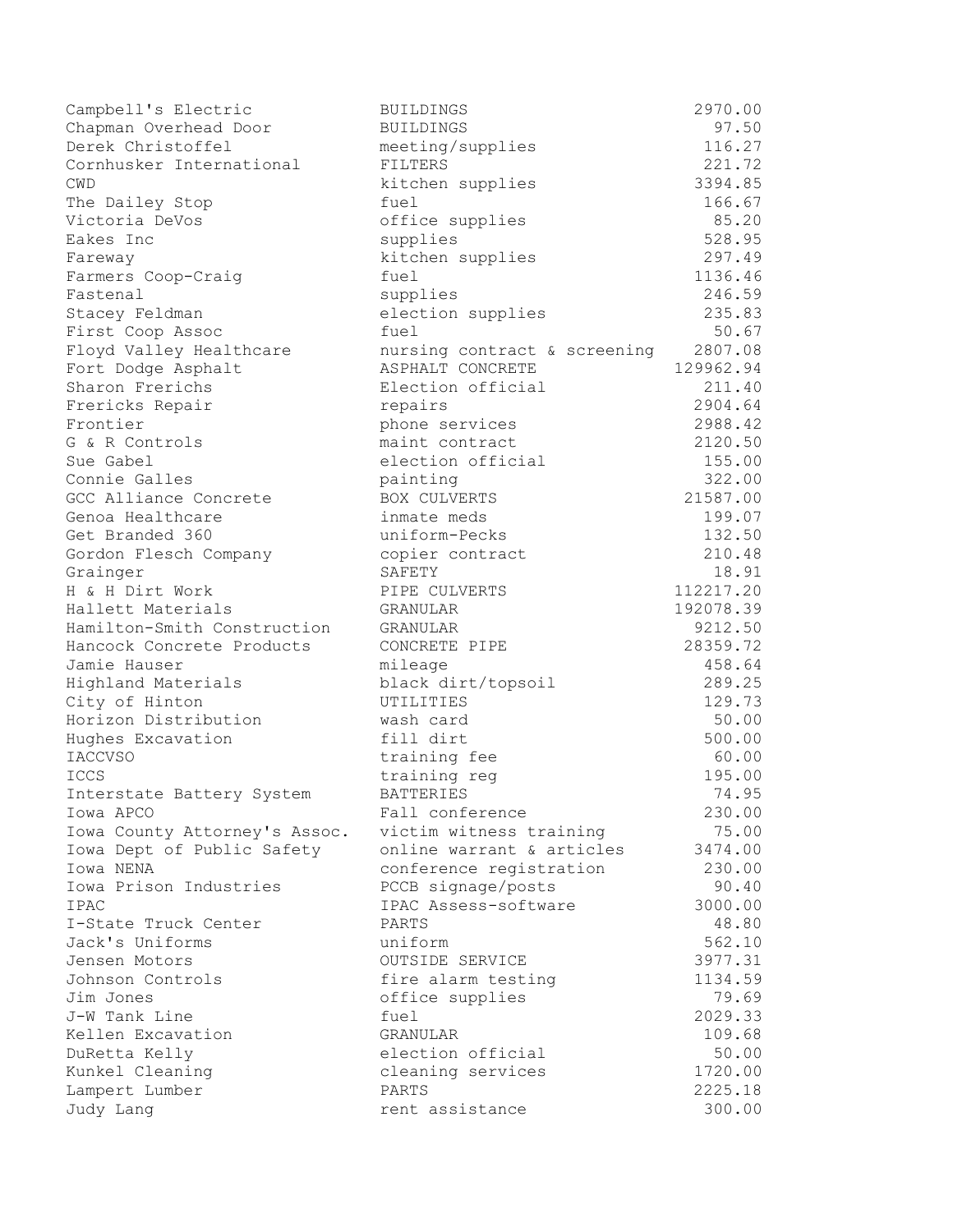| | | |
|---|---|---|
| Campbell's Electric | BUILDINGS | 2970.00 |
| Chapman Overhead Door | BUILDINGS | 97.50 |
| Derek Christoffel | meeting/supplies | 116.27 |
| Cornhusker International | FILTERS | 221.72 |
| CWD | kitchen supplies | 3394.85 |
| The Dailey Stop | fuel | 166.67 |
| Victoria DeVos | office supplies | 85.20 |
| Eakes Inc | supplies | 528.95 |
| Fareway | kitchen supplies | 297.49 |
| Farmers Coop-Craig | fuel | 1136.46 |
| Fastenal | supplies | 246.59 |
| Stacey Feldman | election supplies | 235.83 |
| First Coop Assoc | fuel | 50.67 |
| Floyd Valley Healthcare | nursing contract & screening | 2807.08 |
| Fort Dodge Asphalt | ASPHALT CONCRETE | 129962.94 |
| Sharon Frerichs | Election official | 211.40 |
| Frericks Repair | repairs | 2904.64 |
| Frontier | phone services | 2988.42 |
| G & R Controls | maint contract | 2120.50 |
| Sue Gabel | election official | 155.00 |
| Connie Galles | painting | 322.00 |
| GCC Alliance Concrete | BOX CULVERTS | 21587.00 |
| Genoa Healthcare | inmate meds | 199.07 |
| Get Branded 360 | uniform-Pecks | 132.50 |
| Gordon Flesch Company | copier contract | 210.48 |
| Grainger | SAFETY | 18.91 |
| H & H Dirt Work | PIPE CULVERTS | 112217.20 |
| Hallett Materials | GRANULAR | 192078.39 |
| Hamilton-Smith Construction | GRANULAR | 9212.50 |
| Hancock Concrete Products | CONCRETE PIPE | 28359.72 |
| Jamie Hauser | mileage | 458.64 |
| Highland Materials | black dirt/topsoil | 289.25 |
| City of Hinton | UTILITIES | 129.73 |
| Horizon Distribution | wash card | 50.00 |
| Hughes Excavation | fill dirt | 500.00 |
| IACCVSO | training fee | 60.00 |
| ICCS | training reg | 195.00 |
| Interstate Battery System | BATTERIES | 74.95 |
| Iowa APCO | Fall conference | 230.00 |
| Iowa County Attorney's Assoc. | victim witness training | 75.00 |
| Iowa Dept of Public Safety | online warrant & articles | 3474.00 |
| Iowa NENA | conference registration | 230.00 |
| Iowa Prison Industries | PCCB signage/posts | 90.40 |
| IPAC | IPAC Assess-software | 3000.00 |
| I-State Truck Center | PARTS | 48.80 |
| Jack's Uniforms | uniform | 562.10 |
| Jensen Motors | OUTSIDE SERVICE | 3977.31 |
| Johnson Controls | fire alarm testing | 1134.59 |
| Jim Jones | office supplies | 79.69 |
| J-W Tank Line | fuel | 2029.33 |
| Kellen Excavation | GRANULAR | 109.68 |
| DuRetta Kelly | election official | 50.00 |
| Kunkel Cleaning | cleaning services | 1720.00 |
| Lampert Lumber | PARTS | 2225.18 |
| Judy Lang | rent assistance | 300.00 |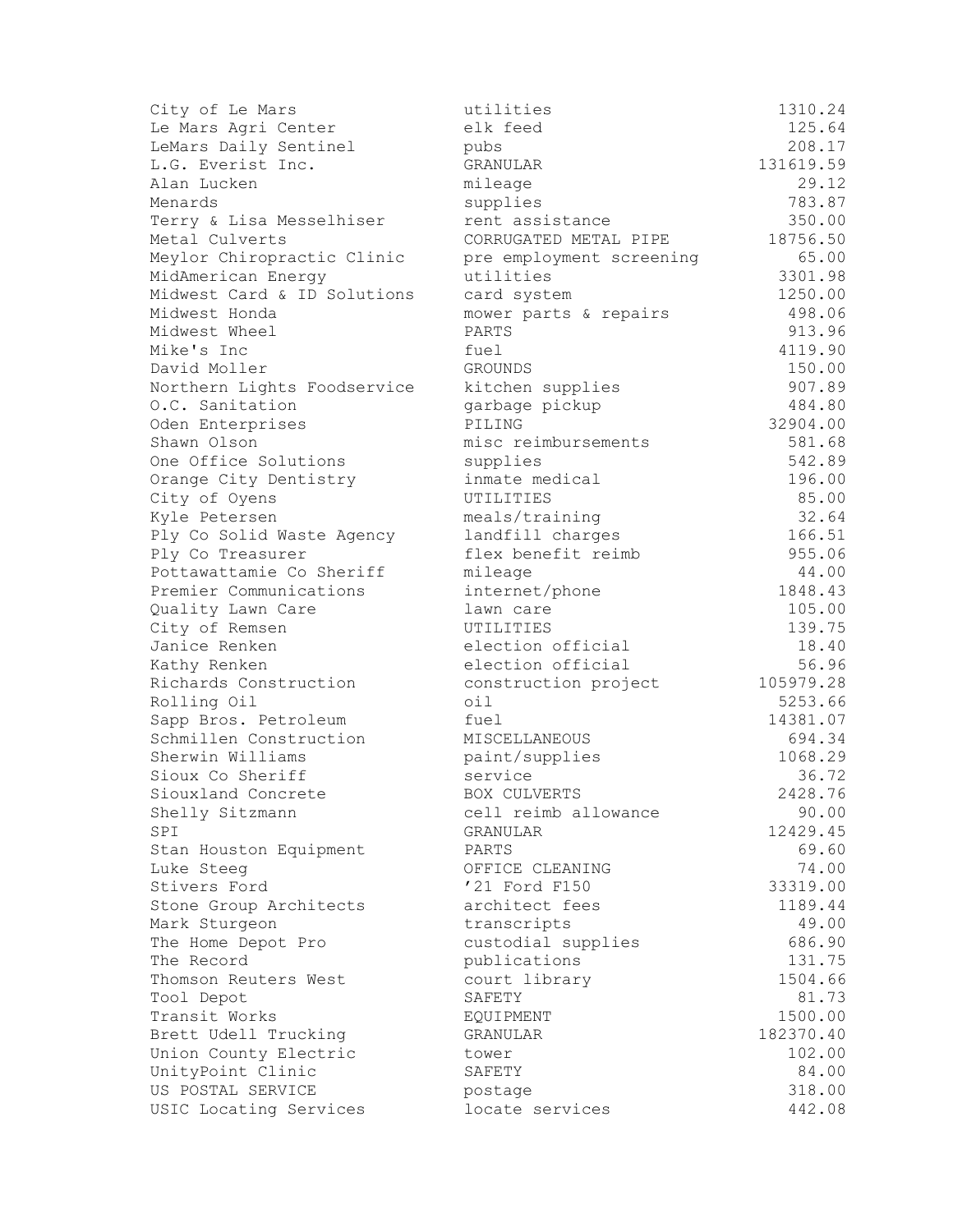| | | |
|---|---|---|
| City of Le Mars | utilities | 1310.24 |
| Le Mars Agri Center | elk feed | 125.64 |
| LeMars Daily Sentinel | pubs | 208.17 |
| L.G. Everist Inc. | GRANULAR | 131619.59 |
| Alan Lucken | mileage | 29.12 |
| Menards | supplies | 783.87 |
| Terry & Lisa Messelhiser | rent assistance | 350.00 |
| Metal Culverts | CORRUGATED METAL PIPE | 18756.50 |
| Meylor Chiropractic Clinic | pre employment screening | 65.00 |
| MidAmerican Energy | utilities | 3301.98 |
| Midwest Card & ID Solutions | card system | 1250.00 |
| Midwest Honda | mower parts & repairs | 498.06 |
| Midwest Wheel | PARTS | 913.96 |
| Mike's Inc | fuel | 4119.90 |
| David Moller | GROUNDS | 150.00 |
| Northern Lights Foodservice | kitchen supplies | 907.89 |
| O.C. Sanitation | garbage pickup | 484.80 |
| Oden Enterprises | PILING | 32904.00 |
| Shawn Olson | misc reimbursements | 581.68 |
| One Office Solutions | supplies | 542.89 |
| Orange City Dentistry | inmate medical | 196.00 |
| City of Oyens | UTILITIES | 85.00 |
| Kyle Petersen | meals/training | 32.64 |
| Ply Co Solid Waste Agency | landfill charges | 166.51 |
| Ply Co Treasurer | flex benefit reimb | 955.06 |
| Pottawattamie Co Sheriff | mileage | 44.00 |
| Premier Communications | internet/phone | 1848.43 |
| Quality Lawn Care | lawn care | 105.00 |
| City of Remsen | UTILITIES | 139.75 |
| Janice Renken | election official | 18.40 |
| Kathy Renken | election official | 56.96 |
| Richards Construction | construction project | 105979.28 |
| Rolling Oil | oil | 5253.66 |
| Sapp Bros. Petroleum | fuel | 14381.07 |
| Schmillen Construction | MISCELLANEOUS | 694.34 |
| Sherwin Williams | paint/supplies | 1068.29 |
| Sioux Co Sheriff | service | 36.72 |
| Siouxland Concrete | BOX CULVERTS | 2428.76 |
| Shelly Sitzmann | cell reimb allowance | 90.00 |
| SPI | GRANULAR | 12429.45 |
| Stan Houston Equipment | PARTS | 69.60 |
| Luke Steeg | OFFICE CLEANING | 74.00 |
| Stivers Ford | '21 Ford F150 | 33319.00 |
| Stone Group Architects | architect fees | 1189.44 |
| Mark Sturgeon | transcripts | 49.00 |
| The Home Depot Pro | custodial supplies | 686.90 |
| The Record | publications | 131.75 |
| Thomson Reuters West | court library | 1504.66 |
| Tool Depot | SAFETY | 81.73 |
| Transit Works | EQUIPMENT | 1500.00 |
| Brett Udell Trucking | GRANULAR | 182370.40 |
| Union County Electric | tower | 102.00 |
| UnityPoint Clinic | SAFETY | 84.00 |
| US POSTAL SERVICE | postage | 318.00 |
| USIC Locating Services | locate services | 442.08 |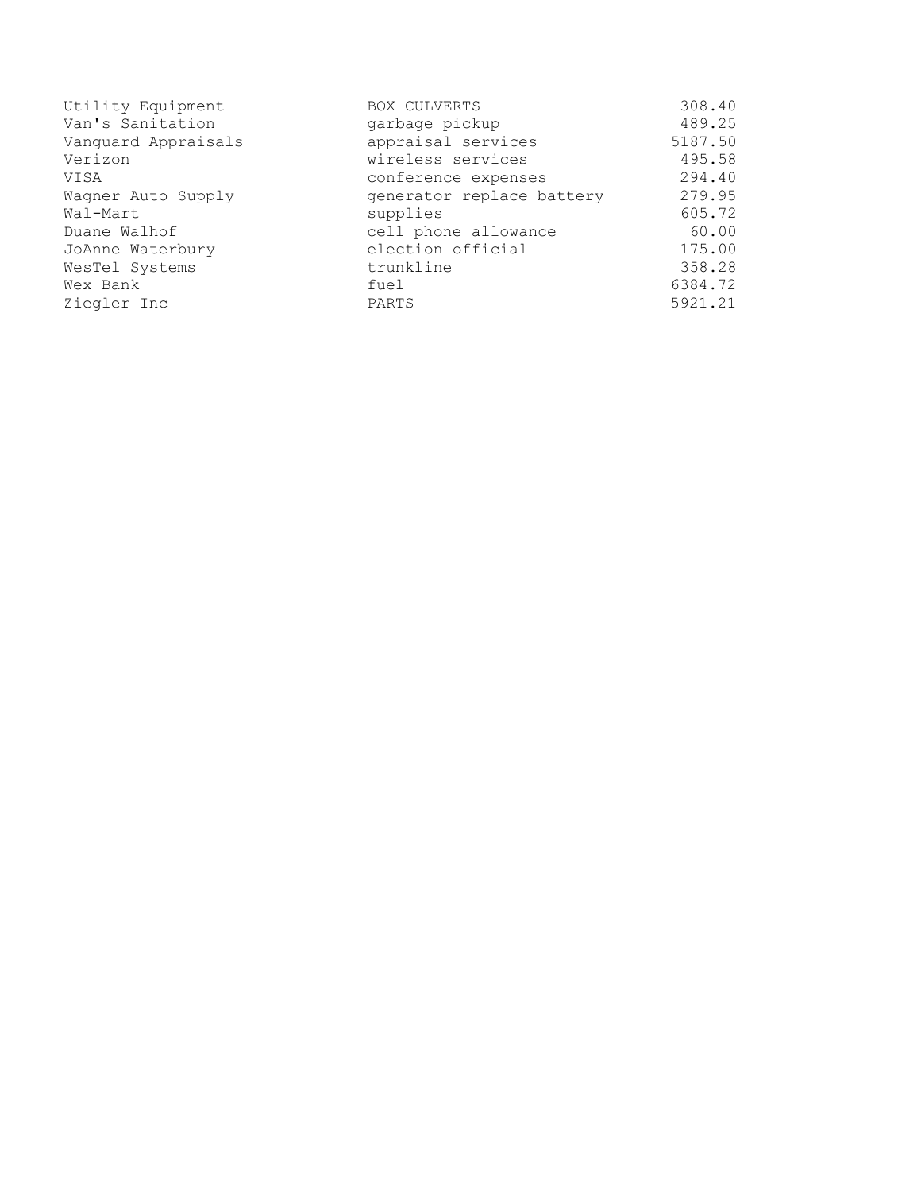| | | |
|---|---|---|
| Utility Equipment | BOX CULVERTS | 308.40 |
| Van's Sanitation | garbage pickup | 489.25 |
| Vanguard Appraisals | appraisal services | 5187.50 |
| Verizon | wireless services | 495.58 |
| VISA | conference expenses | 294.40 |
| Wagner Auto Supply | generator replace battery | 279.95 |
| Wal-Mart | supplies | 605.72 |
| Duane Walhof | cell phone allowance | 60.00 |
| JoAnne Waterbury | election official | 175.00 |
| WesTel Systems | trunkline | 358.28 |
| Wex Bank | fuel | 6384.72 |
| Ziegler Inc | PARTS | 5921.21 |